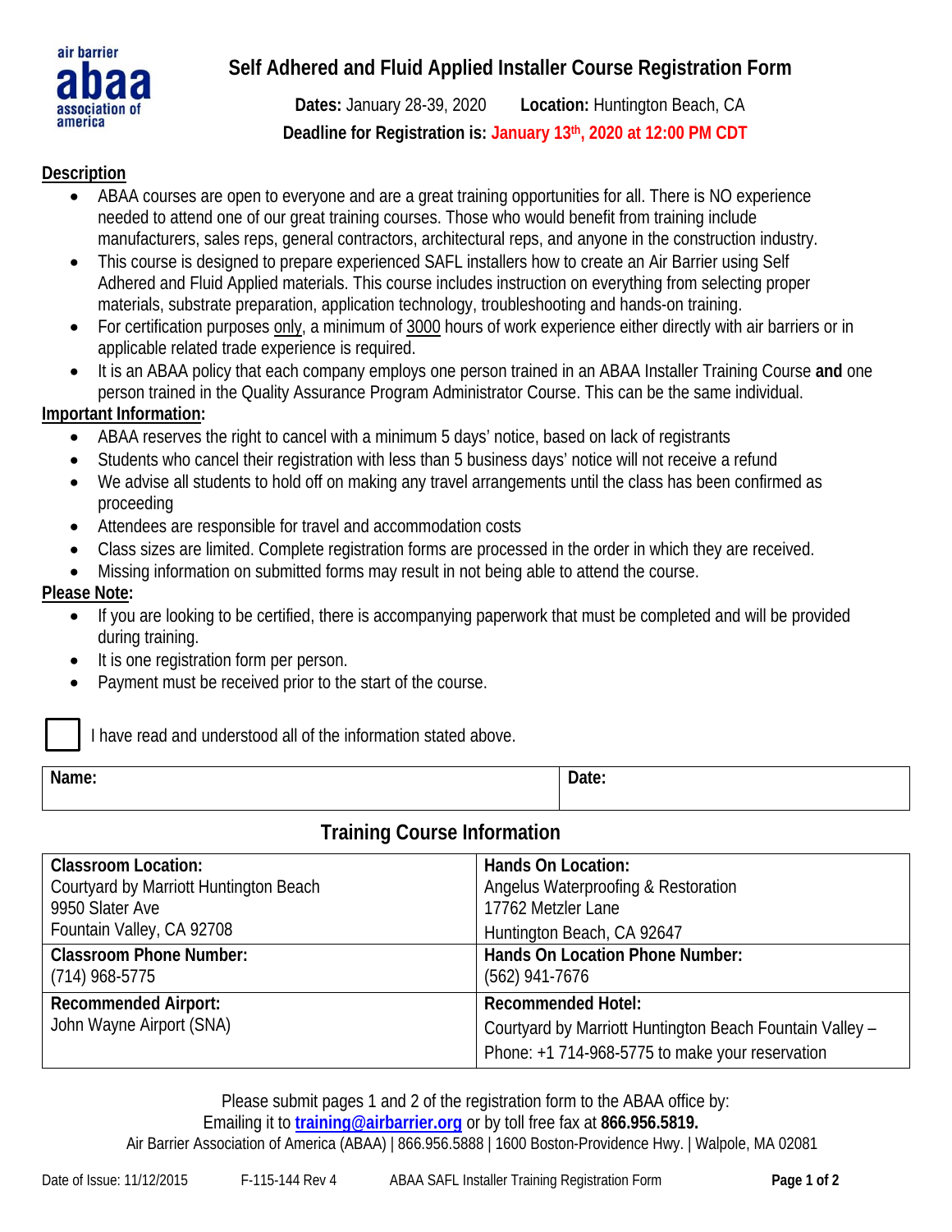air barrier **abaa** association of america

# Self Adhered and Fluid Applied Installer Course Registration Form

**Dates:** January 28-39, 2020 **Location:** Huntington Beach, CA

**Deadline for Registration is: January 13th, 2020 at 12:00 PM CDT**

## Description

- ABAA courses are open to everyone and are a great training opportunities for all. There is NO experience needed to attend one of our great training courses. Those who would benefit from training include manufacturers, sales reps, general contractors, architectural reps, and anyone in the construction industry.
- This course is designed to prepare experienced SAFL installers how to create an Air Barrier using Self Adhered and Fluid Applied materials. This course includes instruction on everything from selecting proper materials, substrate preparation, application technology, troubleshooting and hands-on training.
- For certification purposes only, a minimum of 3000 hours of work experience either directly with air barriers or in applicable related trade experience is required.
- It is an ABAA policy that each company employs one person trained in an ABAA Installer Training Course **and** one person trained in the Quality Assurance Program Administrator Course. This can be the same individual.

## Important Information:

- ABAA reserves the right to cancel with a minimum 5 days' notice, based on lack of registrants
- Students who cancel their registration with less than 5 business days' notice will not receive a refund
- We advise all students to hold off on making any travel arrangements until the class has been confirmed as proceeding
- Attendees are responsible for travel and accommodation costs
- Class sizes are limited. Complete registration forms are processed in the order in which they are received.
- Missing information on submitted forms may result in not being able to attend the course.

## Please Note:

- If you are looking to be certified, there is accompanying paperwork that must be completed and will be provided during training.
- It is one registration form per person.
- Payment must be received prior to the start of the course.

☐ I have read and understood all of the information stated above.

| Name: | Date: |
|---|---|

## Training Course Information

| | |
|---|---|
| **Classroom Location:**<br>Courtyard by Marriott Huntington Beach<br>9950 Slater Ave<br>Fountain Valley, CA 92708 | **Hands On Location:**<br>Angelus Waterproofing & Restoration<br>17762 Metzler Lane<br>Huntington Beach, CA 92647 |
| **Classroom Phone Number:**<br>(714) 968-5775 | **Hands On Location Phone Number:**<br>(562) 941-7676 |
| **Recommended Airport:**<br>John Wayne Airport (SNA) | **Recommended Hotel:**<br>Courtyard by Marriott Huntington Beach Fountain Valley – Phone: +1 714-968-5775 to make your reservation |

Please submit pages 1 and 2 of the registration form to the ABAA office by:
Emailing it to **training@airbarrier.org** or by toll free fax at **866.956.5819.**
Air Barrier Association of America (ABAA) | 866.956.5888 | 1600 Boston-Providence Hwy. | Walpole, MA 02081

Date of Issue: 11/12/2015 F-115-144 Rev 4 ABAA SAFL Installer Training Registration Form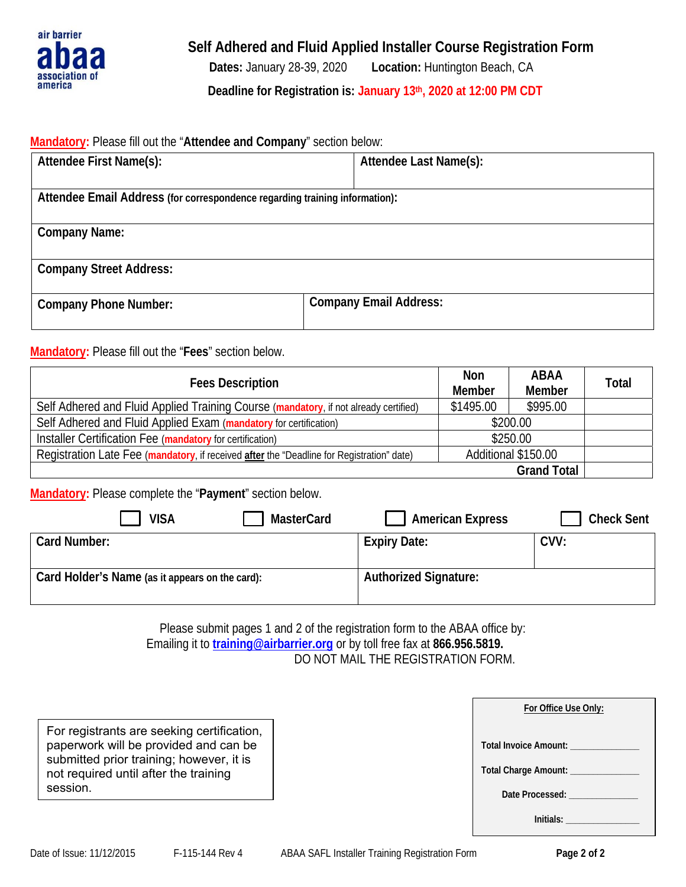air barrier abaa association of america

# Self Adhered and Fluid Applied Installer Course Registration Form

**Dates:** January 28-39, 2020 **Location:** Huntington Beach, CA

**Deadline for Registration is: January 13th, 2020 at 12:00 PM CDT**

**Mandatory:** Please fill out the "**Attendee and Company**" section below:

| | |
|---|---|
| **Attendee First Name(s):** | **Attendee Last Name(s):** |
| **Attendee Email Address (for correspondence regarding training information):** | |
| **Company Name:** | |
| **Company Street Address:** | |
| **Company Phone Number:** | **Company Email Address:** |

**Mandatory:** Please fill out the "**Fees**" section below.

| Fees Description | Non Member | ABAA Member | Total |
|---|---|---|---|
| Self Adhered and Fluid Applied Training Course (**mandatory**, if not already certified) | $1495.00 | $995.00 | |
| Self Adhered and Fluid Applied Exam (**mandatory** for certification) | $200.00 | | |
| Installer Certification Fee (**mandatory** for certification) | $250.00 | | |
| Registration Late Fee (**mandatory**, if received **after** the "Deadline for Registration" date) | Additional $150.00 | | |
| | | **Grand Total** | |

**Mandatory:** Please complete the "**Payment**" section below.

☐ **VISA** ☐ **MasterCard** ☐ **American Express** ☐ **Check Sent**

| | | |
|---|---|---|
| **Card Number:** | **Expiry Date:** | **CVV:** |
| **Card Holder's Name (as it appears on the card):** | **Authorized Signature:** | |

Please submit pages 1 and 2 of the registration form to the ABAA office by:
Emailing it to **training@airbarrier.org** or by toll free fax at **866.956.5819.**
DO NOT MAIL THE REGISTRATION FORM.

For registrants are seeking certification, paperwork will be provided and can be submitted prior training; however, it is not required until after the training session.

**For Office Use Only:**

**Total Invoice Amount:** ______________

**Total Charge Amount:** ______________

**Date Processed:** ______________

**Initials:** ______________

Date of Issue: 11/12/2015 F-115-144 Rev 4 ABAA SAFL Installer Training Registration Form